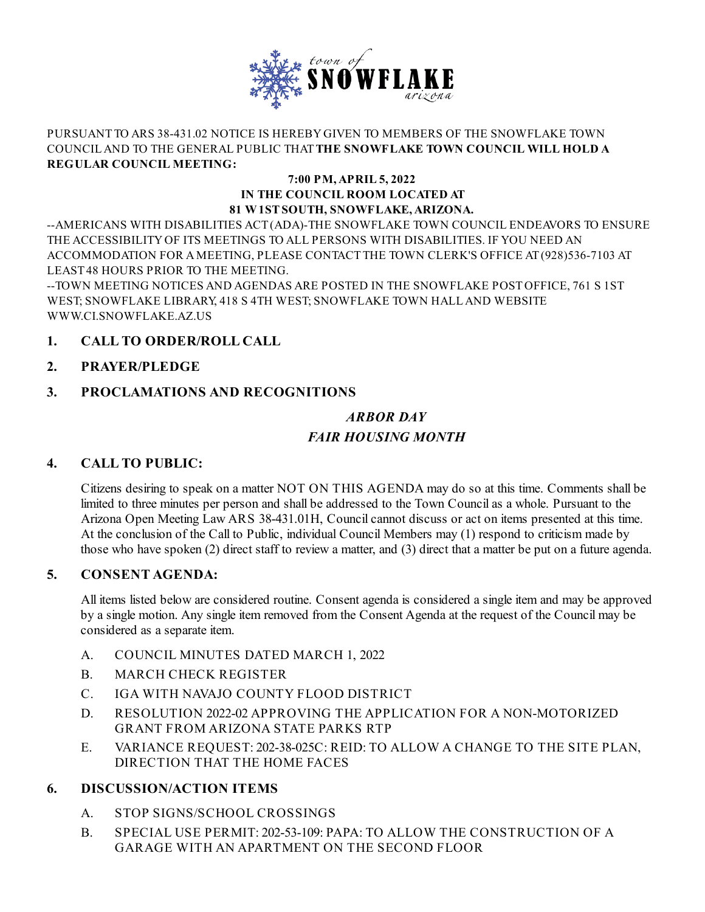town of SNOWFLAKE arizona

PURSUANT TO ARS 38-431.02 NOTICE IS HEREBY GIVEN TO MEMBERS OF THE SNOWFLAKE TOWN COUNCIL AND TO THE GENERAL PUBLIC THAT **THE SNOWFLAKE TOWN COUNCIL WILL HOLD A REGULAR COUNCIL MEETING:**

**7:00 PM, APRIL 5, 2022**
**IN THE COUNCIL ROOM LOCATED AT**
**81 W 1ST SOUTH, SNOWFLAKE, ARIZONA.**

--AMERICANS WITH DISABILITIES ACT (ADA)-THE SNOWFLAKE TOWN COUNCIL ENDEAVORS TO ENSURE THE ACCESSIBILITY OF ITS MEETINGS TO ALL PERSONS WITH DISABILITIES. IF YOU NEED AN ACCOMMODATION FOR A MEETING, PLEASE CONTACT THE TOWN CLERK'S OFFICE AT (928)536-7103 AT LEAST 48 HOURS PRIOR TO THE MEETING.
--TOWN MEETING NOTICES AND AGENDAS ARE POSTED IN THE SNOWFLAKE POST OFFICE, 761 S 1ST WEST; SNOWFLAKE LIBRARY, 418 S 4TH WEST; SNOWFLAKE TOWN HALL AND WEBSITE WWW.CI.SNOWFLAKE.AZ.US

## 1. CALL TO ORDER/ROLL CALL

## 2. PRAYER/PLEDGE

## 3. PROCLAMATIONS AND RECOGNITIONS

***ARBOR DAY***

***FAIR HOUSING MONTH***

## 4. CALL TO PUBLIC:

Citizens desiring to speak on a matter NOT ON THIS AGENDA may do so at this time. Comments shall be limited to three minutes per person and shall be addressed to the Town Council as a whole. Pursuant to the Arizona Open Meeting Law ARS 38-431.01H, Council cannot discuss or act on items presented at this time. At the conclusion of the Call to Public, individual Council Members may (1) respond to criticism made by those who have spoken (2) direct staff to review a matter, and (3) direct that a matter be put on a future agenda.

## 5. CONSENT AGENDA:

All items listed below are considered routine. Consent agenda is considered a single item and may be approved by a single motion. Any single item removed from the Consent Agenda at the request of the Council may be considered as a separate item.

A. COUNCIL MINUTES DATED MARCH 1, 2022

B. MARCH CHECK REGISTER

C. IGA WITH NAVAJO COUNTY FLOOD DISTRICT

D. RESOLUTION 2022-02 APPROVING THE APPLICATION FOR A NON-MOTORIZED GRANT FROM ARIZONA STATE PARKS RTP

E. VARIANCE REQUEST: 202-38-025C: REID: TO ALLOW A CHANGE TO THE SITE PLAN, DIRECTION THAT THE HOME FACES

## 6. DISCUSSION/ACTION ITEMS

A. STOP SIGNS/SCHOOL CROSSINGS

B. SPECIAL USE PERMIT: 202-53-109: PAPA: TO ALLOW THE CONSTRUCTION OF A GARAGE WITH AN APARTMENT ON THE SECOND FLOOR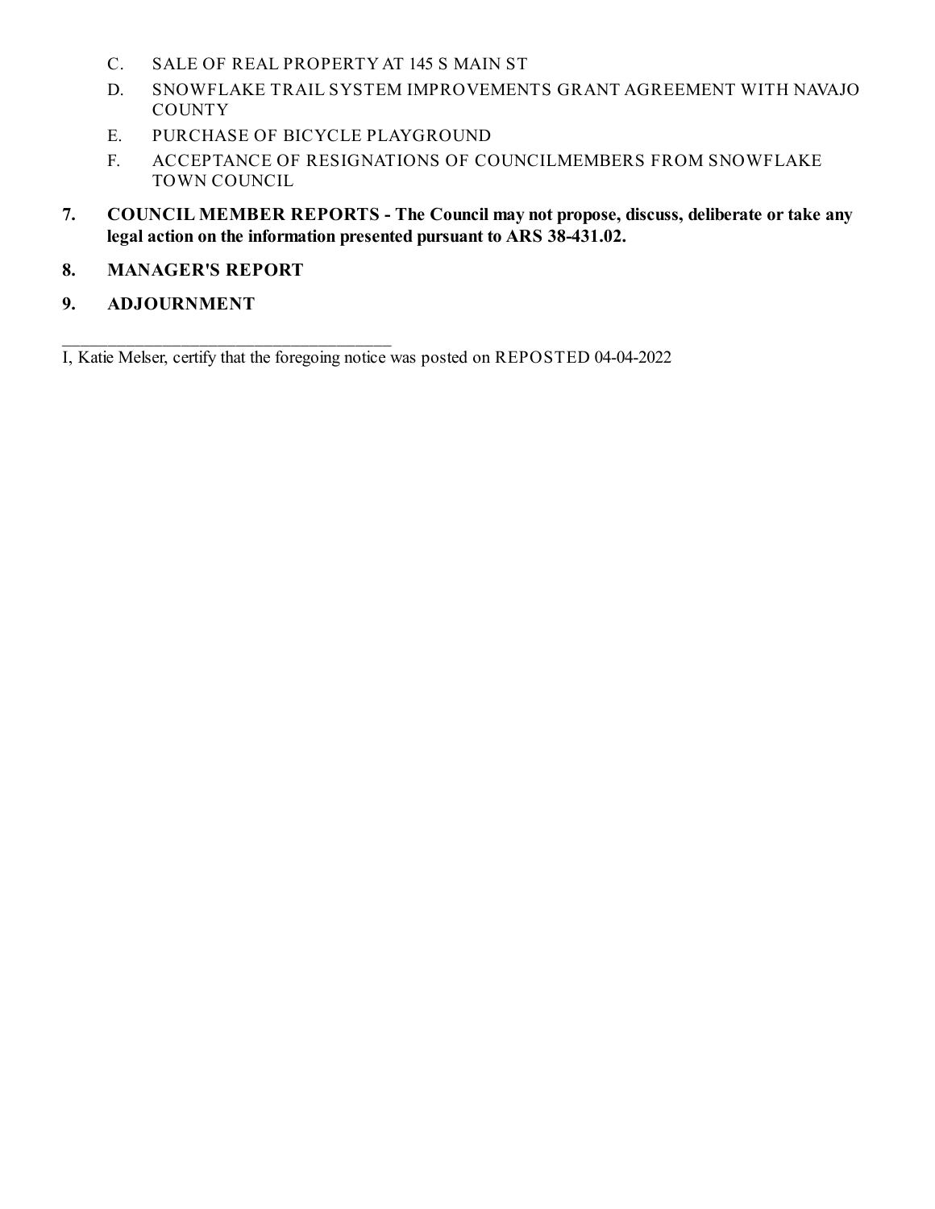C. SALE OF REAL PROPERTY AT 145 S MAIN ST

D. SNOWFLAKE TRAIL SYSTEM IMPROVEMENTS GRANT AGREEMENT WITH NAVAJO COUNTY

E. PURCHASE OF BICYCLE PLAYGROUND

F. ACCEPTANCE OF RESIGNATIONS OF COUNCILMEMBERS FROM SNOWFLAKE TOWN COUNCIL

**7. COUNCIL MEMBER REPORTS - The Council may not propose, discuss, deliberate or take any legal action on the information presented pursuant to ARS 38-431.02.**

**8. MANAGER'S REPORT**

**9. ADJOURNMENT**

_______________________________________

I, Katie Melser, certify that the foregoing notice was posted on REPOSTED 04-04-2022